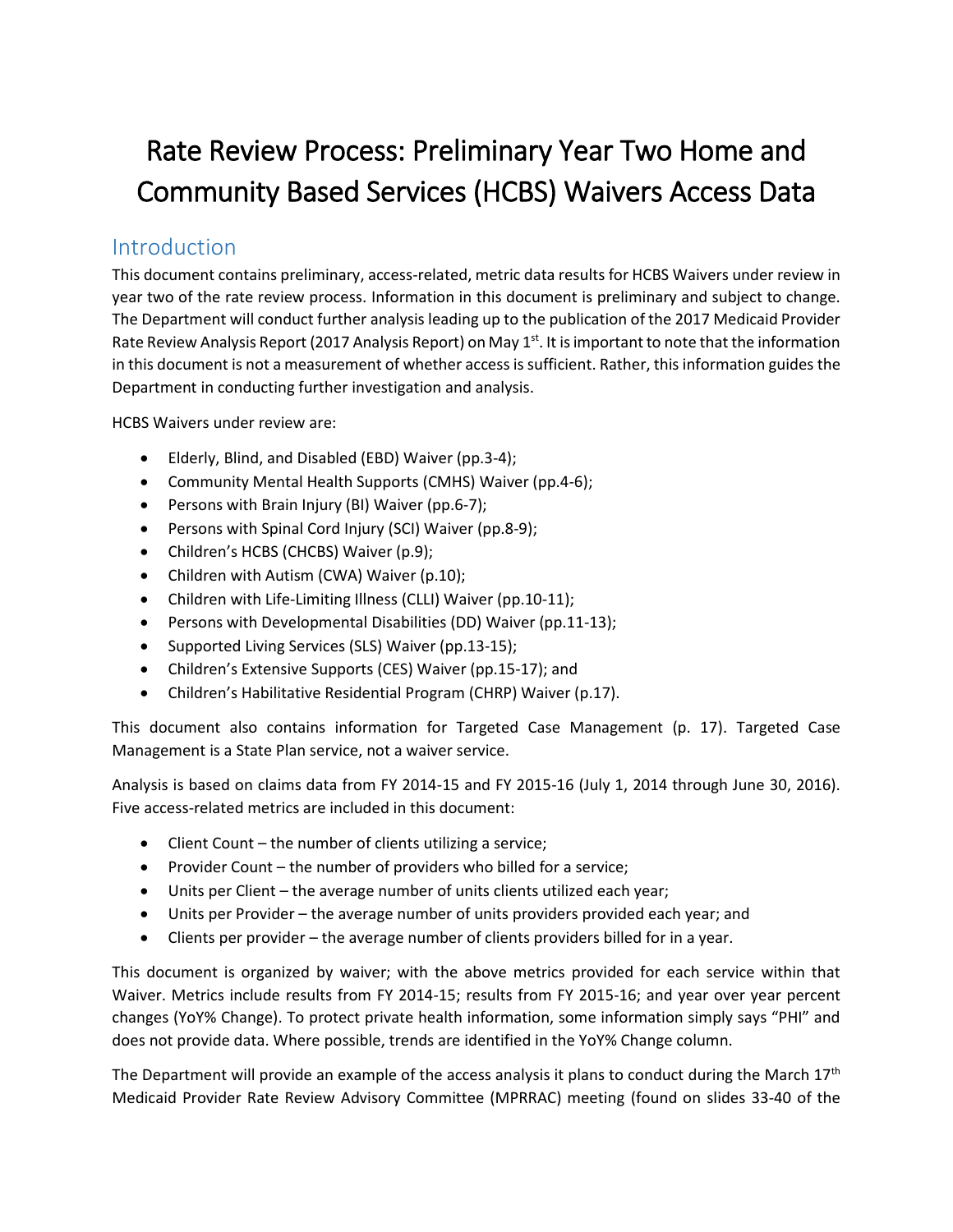# Rate Review Process: Preliminary Year Two Home and Community Based Services (HCBS) Waivers Access Data

## Introduction

This document contains preliminary, access-related, metric data results for HCBS Waivers under review in year two of the rate review process. Information in this document is preliminary and subject to change. The Department will conduct further analysis leading up to the publication of the 2017 Medicaid Provider Rate Review Analysis Report (2017 Analysis Report) on May 1st. It is important to note that the information in this document is not a measurement of whether access is sufficient. Rather, this information guides the Department in conducting further investigation and analysis.

HCBS Waivers under review are:

- Elderly, Blind, and Disabled (EBD) Waiver (pp.3-4);
- Community Mental Health Supports (CMHS) Waiver (pp.4-6);
- Persons with Brain Injury (BI) Waiver (pp.6-7);
- Persons with Spinal Cord Injury (SCI) Waiver (pp.8-9);
- Children's HCBS (CHCBS) Waiver (p.9);
- Children with Autism (CWA) Waiver (p.10);
- Children with Life-Limiting Illness (CLLI) Waiver (pp.10-11);
- Persons with Developmental Disabilities (DD) Waiver (pp.11-13);
- Supported Living Services (SLS) Waiver (pp.13-15);
- Children's Extensive Supports (CES) Waiver (pp.15-17); and
- Children's Habilitative Residential Program (CHRP) Waiver (p.17).

This document also contains information for Targeted Case Management (p. 17). Targeted Case Management is a State Plan service, not a waiver service.

Analysis is based on claims data from FY 2014-15 and FY 2015-16 (July 1, 2014 through June 30, 2016). Five access-related metrics are included in this document:

- Client Count – the number of clients utilizing a service;
- Provider Count – the number of providers who billed for a service;
- Units per Client – the average number of units clients utilized each year;
- Units per Provider – the average number of units providers provided each year; and
- Clients per provider – the average number of clients providers billed for in a year.

This document is organized by waiver; with the above metrics provided for each service within that Waiver. Metrics include results from FY 2014-15; results from FY 2015-16; and year over year percent changes (YoY% Change). To protect private health information, some information simply says "PHI" and does not provide data. Where possible, trends are identified in the YoY% Change column.

The Department will provide an example of the access analysis it plans to conduct during the March 17th Medicaid Provider Rate Review Advisory Committee (MPRRAC) meeting (found on slides 33-40 of the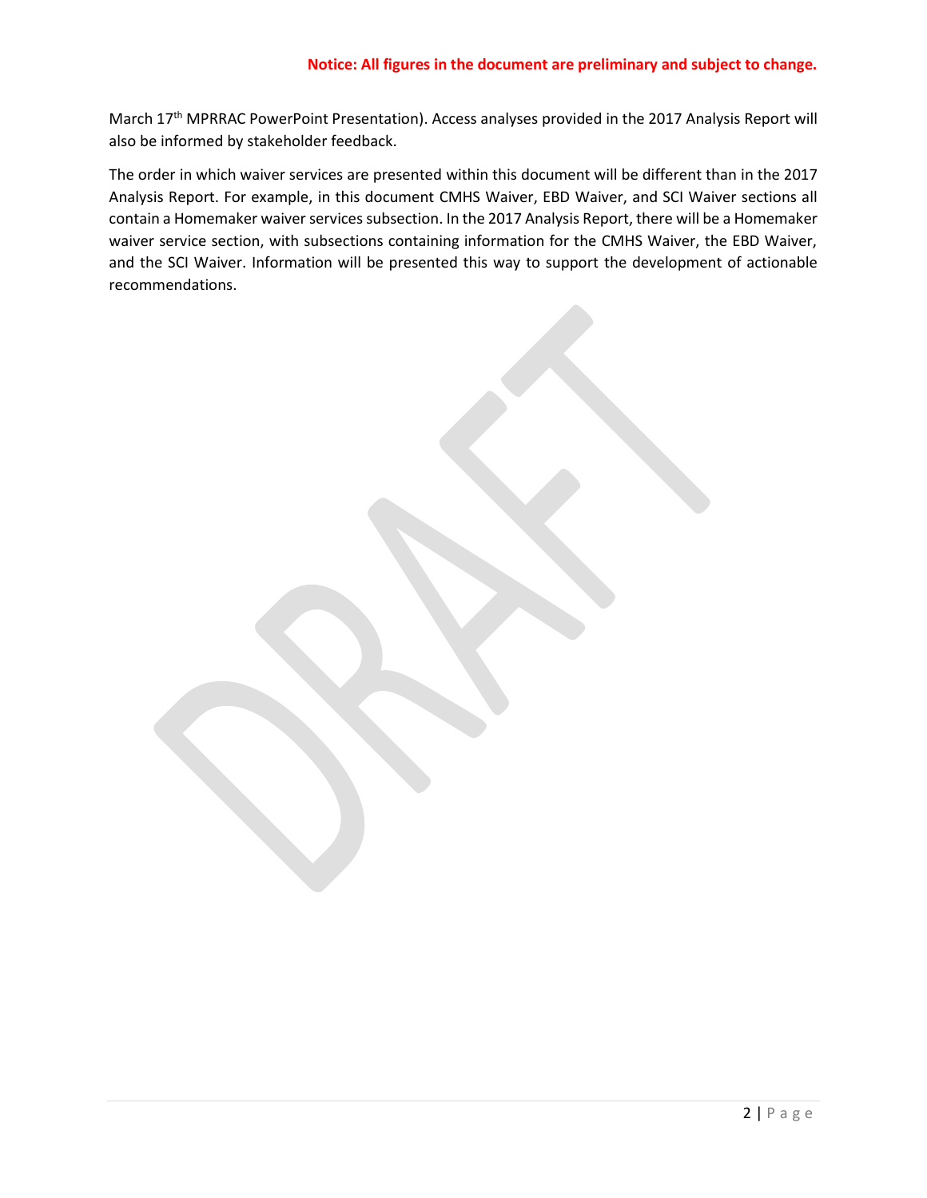**Notice: All figures in the document are preliminary and subject to change.**

March 17th MPRRAC PowerPoint Presentation). Access analyses provided in the 2017 Analysis Report will also be informed by stakeholder feedback.

The order in which waiver services are presented within this document will be different than in the 2017 Analysis Report. For example, in this document CMHS Waiver, EBD Waiver, and SCI Waiver sections all contain a Homemaker waiver services subsection. In the 2017 Analysis Report, there will be a Homemaker waiver service section, with subsections containing information for the CMHS Waiver, the EBD Waiver, and the SCI Waiver. Information will be presented this way to support the development of actionable recommendations.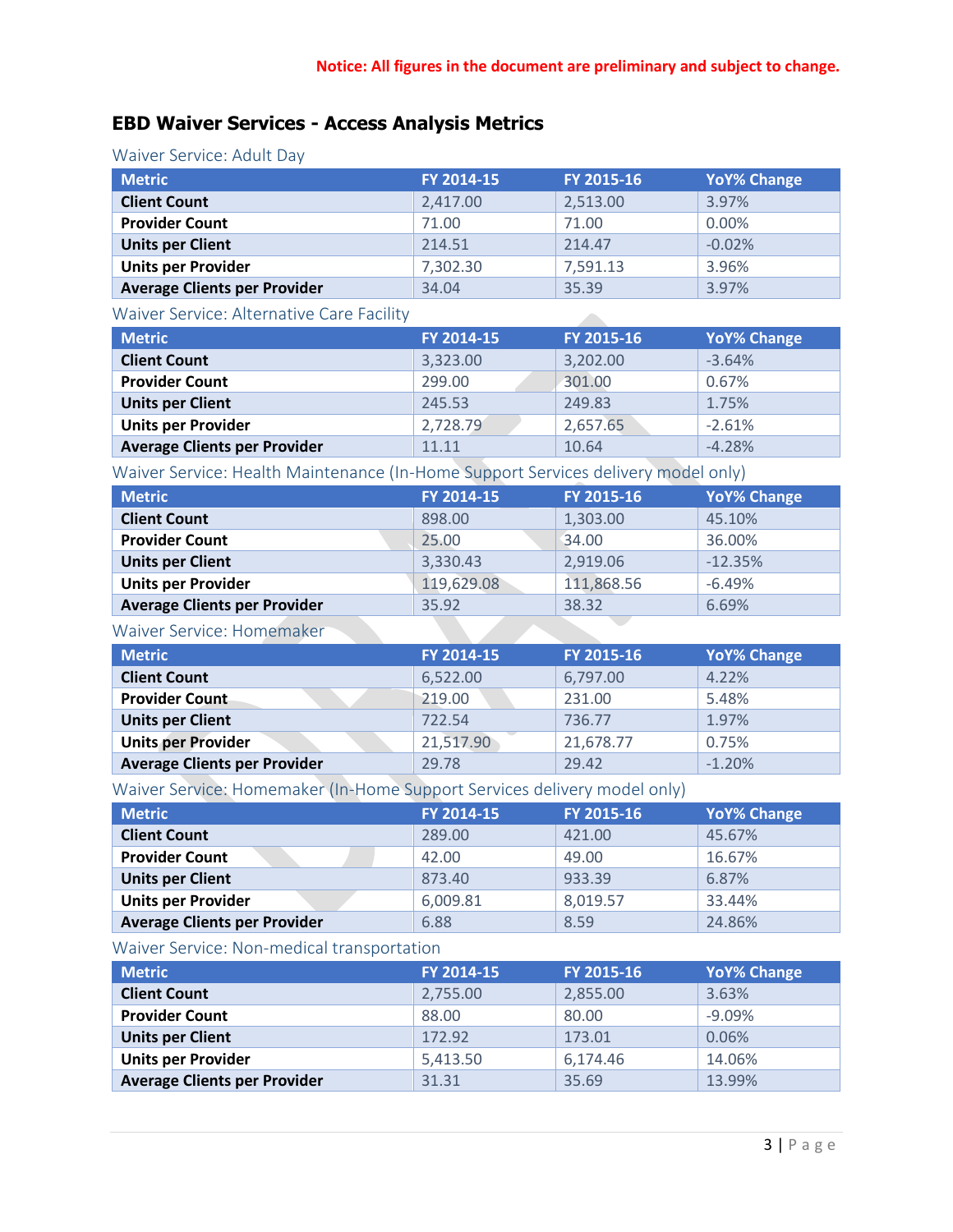**Notice: All figures in the document are preliminary and subject to change.**

## EBD Waiver Services - Access Analysis Metrics

### Waiver Service: Adult Day

| Metric | FY 2014-15 | FY 2015-16 | YoY% Change |
|---|---|---|---|
| Client Count | 2,417.00 | 2,513.00 | 3.97% |
| Provider Count | 71.00 | 71.00 | 0.00% |
| Units per Client | 214.51 | 214.47 | -0.02% |
| Units per Provider | 7,302.30 | 7,591.13 | 3.96% |
| Average Clients per Provider | 34.04 | 35.39 | 3.97% |

### Waiver Service: Alternative Care Facility

| Metric | FY 2014-15 | FY 2015-16 | YoY% Change |
|---|---|---|---|
| Client Count | 3,323.00 | 3,202.00 | -3.64% |
| Provider Count | 299.00 | 301.00 | 0.67% |
| Units per Client | 245.53 | 249.83 | 1.75% |
| Units per Provider | 2,728.79 | 2,657.65 | -2.61% |
| Average Clients per Provider | 11.11 | 10.64 | -4.28% |

### Waiver Service: Health Maintenance (In-Home Support Services delivery model only)

| Metric | FY 2014-15 | FY 2015-16 | YoY% Change |
|---|---|---|---|
| Client Count | 898.00 | 1,303.00 | 45.10% |
| Provider Count | 25.00 | 34.00 | 36.00% |
| Units per Client | 3,330.43 | 2,919.06 | -12.35% |
| Units per Provider | 119,629.08 | 111,868.56 | -6.49% |
| Average Clients per Provider | 35.92 | 38.32 | 6.69% |

### Waiver Service: Homemaker

| Metric | FY 2014-15 | FY 2015-16 | YoY% Change |
|---|---|---|---|
| Client Count | 6,522.00 | 6,797.00 | 4.22% |
| Provider Count | 219.00 | 231.00 | 5.48% |
| Units per Client | 722.54 | 736.77 | 1.97% |
| Units per Provider | 21,517.90 | 21,678.77 | 0.75% |
| Average Clients per Provider | 29.78 | 29.42 | -1.20% |

### Waiver Service: Homemaker (In-Home Support Services delivery model only)

| Metric | FY 2014-15 | FY 2015-16 | YoY% Change |
|---|---|---|---|
| Client Count | 289.00 | 421.00 | 45.67% |
| Provider Count | 42.00 | 49.00 | 16.67% |
| Units per Client | 873.40 | 933.39 | 6.87% |
| Units per Provider | 6,009.81 | 8,019.57 | 33.44% |
| Average Clients per Provider | 6.88 | 8.59 | 24.86% |

### Waiver Service: Non-medical transportation

| Metric | FY 2014-15 | FY 2015-16 | YoY% Change |
|---|---|---|---|
| Client Count | 2,755.00 | 2,855.00 | 3.63% |
| Provider Count | 88.00 | 80.00 | -9.09% |
| Units per Client | 172.92 | 173.01 | 0.06% |
| Units per Provider | 5,413.50 | 6,174.46 | 14.06% |
| Average Clients per Provider | 31.31 | 35.69 | 13.99% |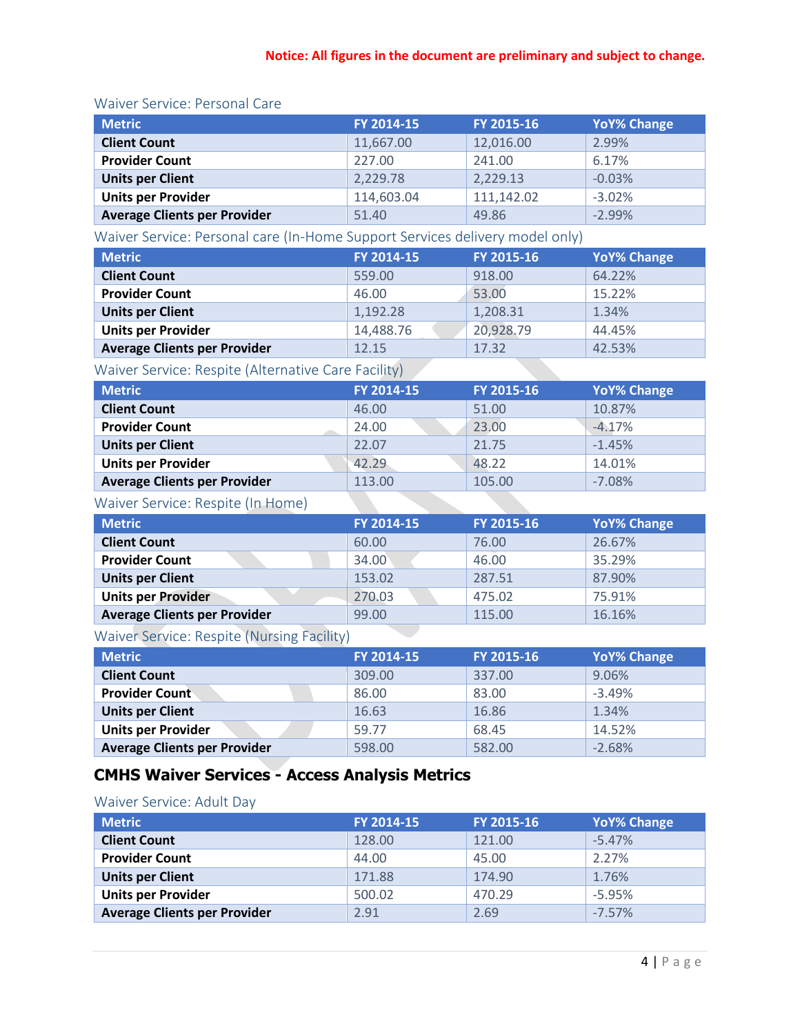**Notice: All figures in the document are preliminary and subject to change.**

Waiver Service: Personal Care

| Metric | FY 2014-15 | FY 2015-16 | YoY% Change |
|---|---|---|---|
| **Client Count** | 11,667.00 | 12,016.00 | 2.99% |
| **Provider Count** | 227.00 | 241.00 | 6.17% |
| **Units per Client** | 2,229.78 | 2,229.13 | -0.03% |
| **Units per Provider** | 114,603.04 | 111,142.02 | -3.02% |
| **Average Clients per Provider** | 51.40 | 49.86 | -2.99% |

Waiver Service: Personal care (In-Home Support Services delivery model only)

| Metric | FY 2014-15 | FY 2015-16 | YoY% Change |
|---|---|---|---|
| **Client Count** | 559.00 | 918.00 | 64.22% |
| **Provider Count** | 46.00 | 53.00 | 15.22% |
| **Units per Client** | 1,192.28 | 1,208.31 | 1.34% |
| **Units per Provider** | 14,488.76 | 20,928.79 | 44.45% |
| **Average Clients per Provider** | 12.15 | 17.32 | 42.53% |

Waiver Service: Respite (Alternative Care Facility)

| Metric | FY 2014-15 | FY 2015-16 | YoY% Change |
|---|---|---|---|
| **Client Count** | 46.00 | 51.00 | 10.87% |
| **Provider Count** | 24.00 | 23.00 | -4.17% |
| **Units per Client** | 22.07 | 21.75 | -1.45% |
| **Units per Provider** | 42.29 | 48.22 | 14.01% |
| **Average Clients per Provider** | 113.00 | 105.00 | -7.08% |

Waiver Service: Respite (In Home)

| Metric | FY 2014-15 | FY 2015-16 | YoY% Change |
|---|---|---|---|
| **Client Count** | 60.00 | 76.00 | 26.67% |
| **Provider Count** | 34.00 | 46.00 | 35.29% |
| **Units per Client** | 153.02 | 287.51 | 87.90% |
| **Units per Provider** | 270.03 | 475.02 | 75.91% |
| **Average Clients per Provider** | 99.00 | 115.00 | 16.16% |

Waiver Service: Respite (Nursing Facility)

| Metric | FY 2014-15 | FY 2015-16 | YoY% Change |
|---|---|---|---|
| **Client Count** | 309.00 | 337.00 | 9.06% |
| **Provider Count** | 86.00 | 83.00 | -3.49% |
| **Units per Client** | 16.63 | 16.86 | 1.34% |
| **Units per Provider** | 59.77 | 68.45 | 14.52% |
| **Average Clients per Provider** | 598.00 | 582.00 | -2.68% |

## CMHS Waiver Services - Access Analysis Metrics

Waiver Service: Adult Day

| Metric | FY 2014-15 | FY 2015-16 | YoY% Change |
|---|---|---|---|
| **Client Count** | 128.00 | 121.00 | -5.47% |
| **Provider Count** | 44.00 | 45.00 | 2.27% |
| **Units per Client** | 171.88 | 174.90 | 1.76% |
| **Units per Provider** | 500.02 | 470.29 | -5.95% |
| **Average Clients per Provider** | 2.91 | 2.69 | -7.57% |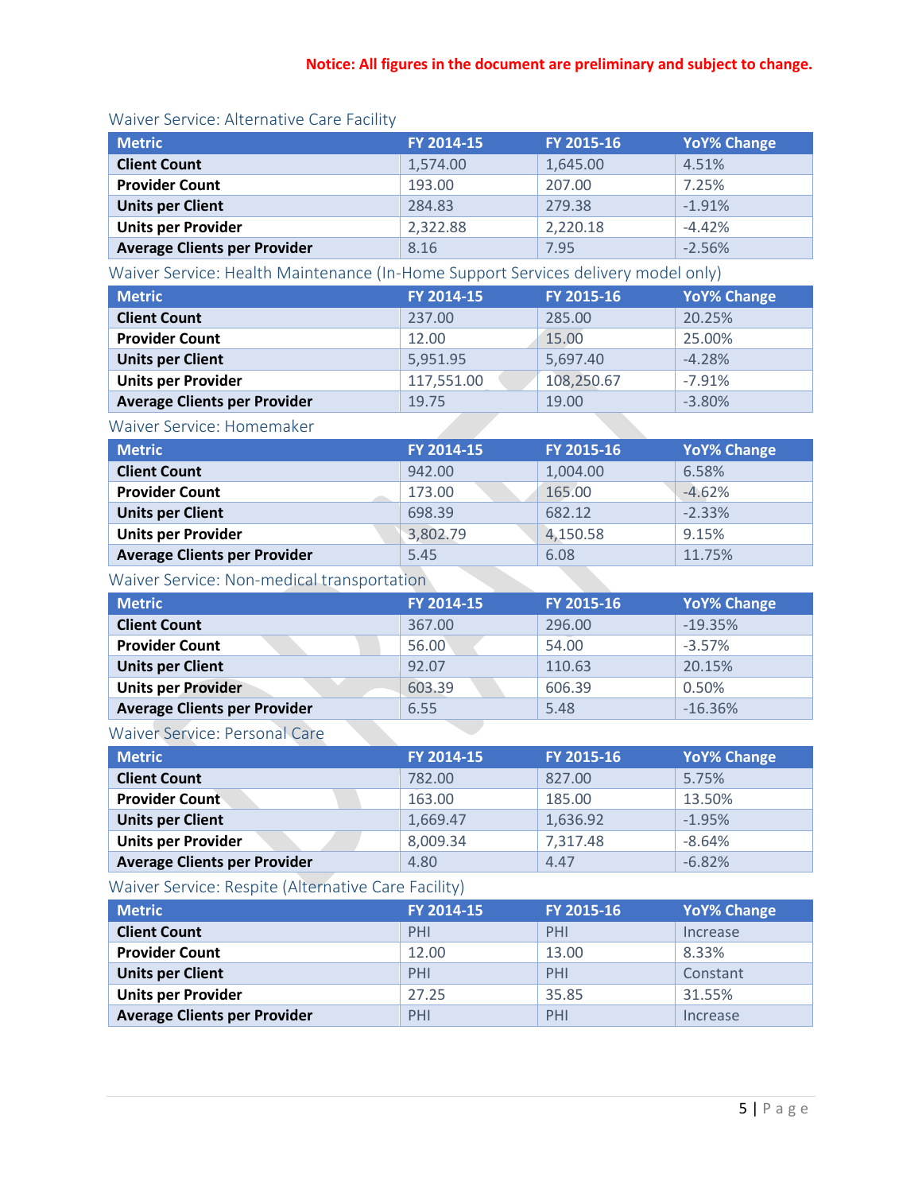**Notice: All figures in the document are preliminary and subject to change.**

### Waiver Service: Alternative Care Facility

| Metric | FY 2014-15 | FY 2015-16 | YoY% Change |
|---|---|---|---|
| **Client Count** | 1,574.00 | 1,645.00 | 4.51% |
| **Provider Count** | 193.00 | 207.00 | 7.25% |
| **Units per Client** | 284.83 | 279.38 | -1.91% |
| **Units per Provider** | 2,322.88 | 2,220.18 | -4.42% |
| **Average Clients per Provider** | 8.16 | 7.95 | -2.56% |

### Waiver Service: Health Maintenance (In-Home Support Services delivery model only)

| Metric | FY 2014-15 | FY 2015-16 | YoY% Change |
|---|---|---|---|
| **Client Count** | 237.00 | 285.00 | 20.25% |
| **Provider Count** | 12.00 | 15.00 | 25.00% |
| **Units per Client** | 5,951.95 | 5,697.40 | -4.28% |
| **Units per Provider** | 117,551.00 | 108,250.67 | -7.91% |
| **Average Clients per Provider** | 19.75 | 19.00 | -3.80% |

### Waiver Service: Homemaker

| Metric | FY 2014-15 | FY 2015-16 | YoY% Change |
|---|---|---|---|
| **Client Count** | 942.00 | 1,004.00 | 6.58% |
| **Provider Count** | 173.00 | 165.00 | -4.62% |
| **Units per Client** | 698.39 | 682.12 | -2.33% |
| **Units per Provider** | 3,802.79 | 4,150.58 | 9.15% |
| **Average Clients per Provider** | 5.45 | 6.08 | 11.75% |

### Waiver Service: Non-medical transportation

| Metric | FY 2014-15 | FY 2015-16 | YoY% Change |
|---|---|---|---|
| **Client Count** | 367.00 | 296.00 | -19.35% |
| **Provider Count** | 56.00 | 54.00 | -3.57% |
| **Units per Client** | 92.07 | 110.63 | 20.15% |
| **Units per Provider** | 603.39 | 606.39 | 0.50% |
| **Average Clients per Provider** | 6.55 | 5.48 | -16.36% |

### Waiver Service: Personal Care

| Metric | FY 2014-15 | FY 2015-16 | YoY% Change |
|---|---|---|---|
| **Client Count** | 782.00 | 827.00 | 5.75% |
| **Provider Count** | 163.00 | 185.00 | 13.50% |
| **Units per Client** | 1,669.47 | 1,636.92 | -1.95% |
| **Units per Provider** | 8,009.34 | 7,317.48 | -8.64% |
| **Average Clients per Provider** | 4.80 | 4.47 | -6.82% |

### Waiver Service: Respite (Alternative Care Facility)

| Metric | FY 2014-15 | FY 2015-16 | YoY% Change |
|---|---|---|---|
| **Client Count** | PHI | PHI | Increase |
| **Provider Count** | 12.00 | 13.00 | 8.33% |
| **Units per Client** | PHI | PHI | Constant |
| **Units per Provider** | 27.25 | 35.85 | 31.55% |
| **Average Clients per Provider** | PHI | PHI | Increase |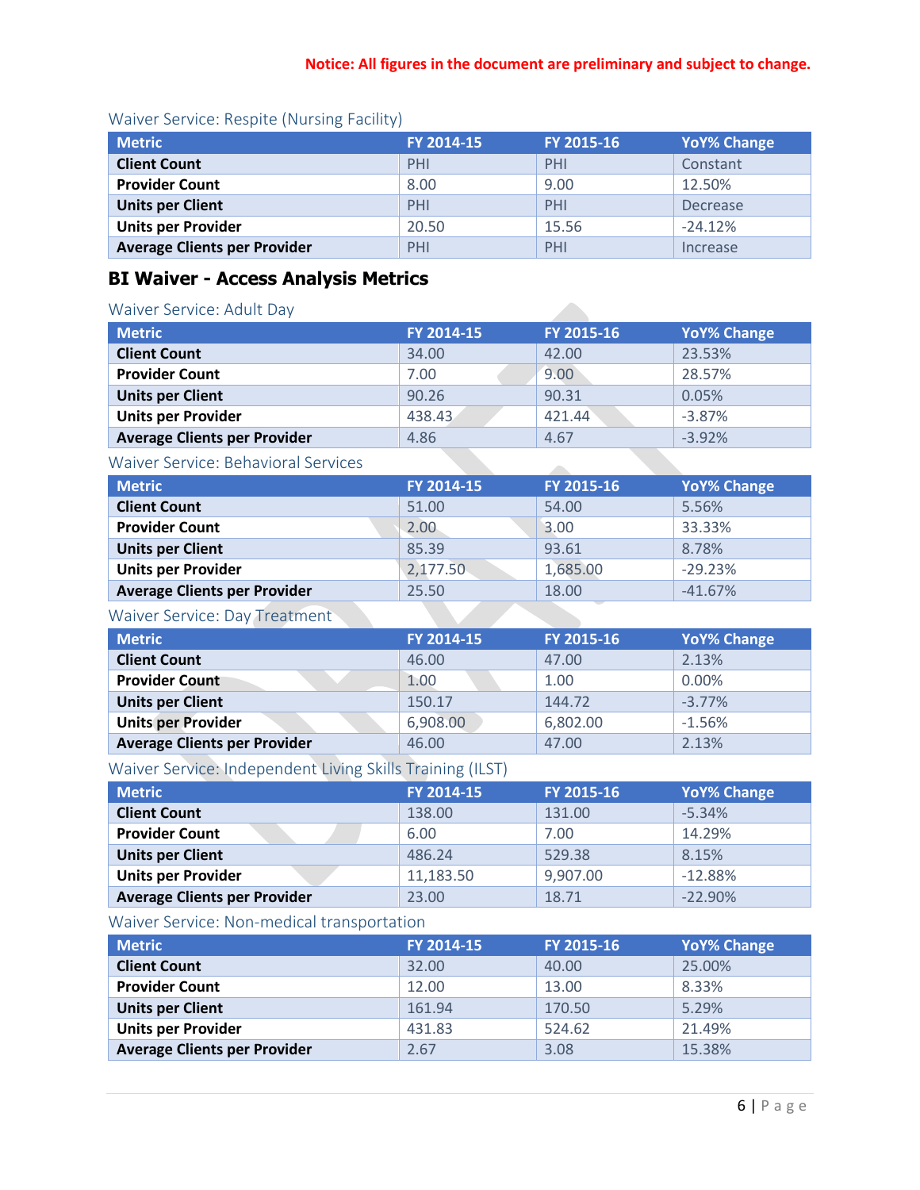**Notice: All figures in the document are preliminary and subject to change.**

### Waiver Service: Respite (Nursing Facility)

| Metric | FY 2014-15 | FY 2015-16 | YoY% Change |
|---|---|---|---|
| Client Count | PHI | PHI | Constant |
| Provider Count | 8.00 | 9.00 | 12.50% |
| Units per Client | PHI | PHI | Decrease |
| Units per Provider | 20.50 | 15.56 | -24.12% |
| Average Clients per Provider | PHI | PHI | Increase |

## BI Waiver - Access Analysis Metrics

### Waiver Service: Adult Day

| Metric | FY 2014-15 | FY 2015-16 | YoY% Change |
|---|---|---|---|
| Client Count | 34.00 | 42.00 | 23.53% |
| Provider Count | 7.00 | 9.00 | 28.57% |
| Units per Client | 90.26 | 90.31 | 0.05% |
| Units per Provider | 438.43 | 421.44 | -3.87% |
| Average Clients per Provider | 4.86 | 4.67 | -3.92% |

### Waiver Service: Behavioral Services

| Metric | FY 2014-15 | FY 2015-16 | YoY% Change |
|---|---|---|---|
| Client Count | 51.00 | 54.00 | 5.56% |
| Provider Count | 2.00 | 3.00 | 33.33% |
| Units per Client | 85.39 | 93.61 | 8.78% |
| Units per Provider | 2,177.50 | 1,685.00 | -29.23% |
| Average Clients per Provider | 25.50 | 18.00 | -41.67% |

### Waiver Service: Day Treatment

| Metric | FY 2014-15 | FY 2015-16 | YoY% Change |
|---|---|---|---|
| Client Count | 46.00 | 47.00 | 2.13% |
| Provider Count | 1.00 | 1.00 | 0.00% |
| Units per Client | 150.17 | 144.72 | -3.77% |
| Units per Provider | 6,908.00 | 6,802.00 | -1.56% |
| Average Clients per Provider | 46.00 | 47.00 | 2.13% |

### Waiver Service: Independent Living Skills Training (ILST)

| Metric | FY 2014-15 | FY 2015-16 | YoY% Change |
|---|---|---|---|
| Client Count | 138.00 | 131.00 | -5.34% |
| Provider Count | 6.00 | 7.00 | 14.29% |
| Units per Client | 486.24 | 529.38 | 8.15% |
| Units per Provider | 11,183.50 | 9,907.00 | -12.88% |
| Average Clients per Provider | 23.00 | 18.71 | -22.90% |

### Waiver Service: Non-medical transportation

| Metric | FY 2014-15 | FY 2015-16 | YoY% Change |
|---|---|---|---|
| Client Count | 32.00 | 40.00 | 25.00% |
| Provider Count | 12.00 | 13.00 | 8.33% |
| Units per Client | 161.94 | 170.50 | 5.29% |
| Units per Provider | 431.83 | 524.62 | 21.49% |
| Average Clients per Provider | 2.67 | 3.08 | 15.38% |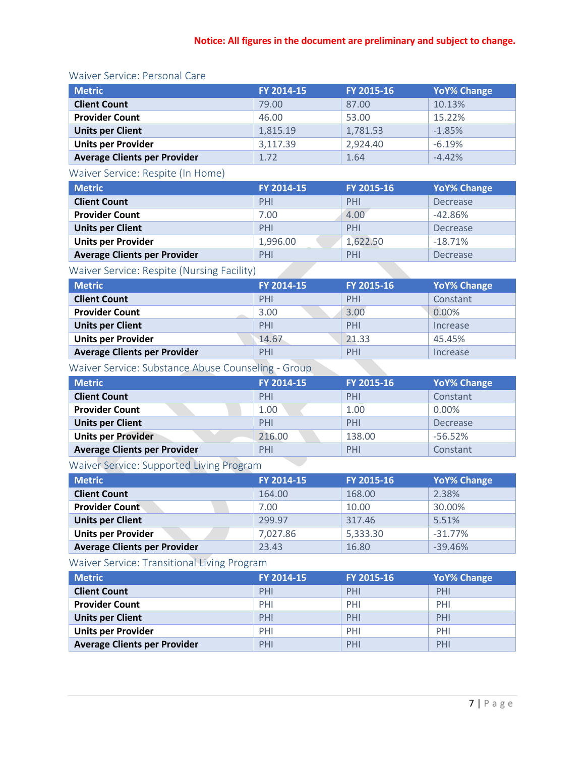**Notice: All figures in the document are preliminary and subject to change.**

### Waiver Service: Personal Care

| Metric | FY 2014-15 | FY 2015-16 | YoY% Change |
|---|---|---|---|
| **Client Count** | 79.00 | 87.00 | 10.13% |
| **Provider Count** | 46.00 | 53.00 | 15.22% |
| **Units per Client** | 1,815.19 | 1,781.53 | -1.85% |
| **Units per Provider** | 3,117.39 | 2,924.40 | -6.19% |
| **Average Clients per Provider** | 1.72 | 1.64 | -4.42% |

### Waiver Service: Respite (In Home)

| Metric | FY 2014-15 | FY 2015-16 | YoY% Change |
|---|---|---|---|
| **Client Count** | PHI | PHI | Decrease |
| **Provider Count** | 7.00 | 4.00 | -42.86% |
| **Units per Client** | PHI | PHI | Decrease |
| **Units per Provider** | 1,996.00 | 1,622.50 | -18.71% |
| **Average Clients per Provider** | PHI | PHI | Decrease |

### Waiver Service: Respite (Nursing Facility)

| Metric | FY 2014-15 | FY 2015-16 | YoY% Change |
|---|---|---|---|
| **Client Count** | PHI | PHI | Constant |
| **Provider Count** | 3.00 | 3.00 | 0.00% |
| **Units per Client** | PHI | PHI | Increase |
| **Units per Provider** | 14.67 | 21.33 | 45.45% |
| **Average Clients per Provider** | PHI | PHI | Increase |

### Waiver Service: Substance Abuse Counseling - Group

| Metric | FY 2014-15 | FY 2015-16 | YoY% Change |
|---|---|---|---|
| **Client Count** | PHI | PHI | Constant |
| **Provider Count** | 1.00 | 1.00 | 0.00% |
| **Units per Client** | PHI | PHI | Decrease |
| **Units per Provider** | 216.00 | 138.00 | -56.52% |
| **Average Clients per Provider** | PHI | PHI | Constant |

### Waiver Service: Supported Living Program

| Metric | FY 2014-15 | FY 2015-16 | YoY% Change |
|---|---|---|---|
| **Client Count** | 164.00 | 168.00 | 2.38% |
| **Provider Count** | 7.00 | 10.00 | 30.00% |
| **Units per Client** | 299.97 | 317.46 | 5.51% |
| **Units per Provider** | 7,027.86 | 5,333.30 | -31.77% |
| **Average Clients per Provider** | 23.43 | 16.80 | -39.46% |

### Waiver Service: Transitional Living Program

| Metric | FY 2014-15 | FY 2015-16 | YoY% Change |
|---|---|---|---|
| **Client Count** | PHI | PHI | PHI |
| **Provider Count** | PHI | PHI | PHI |
| **Units per Client** | PHI | PHI | PHI |
| **Units per Provider** | PHI | PHI | PHI |
| **Average Clients per Provider** | PHI | PHI | PHI |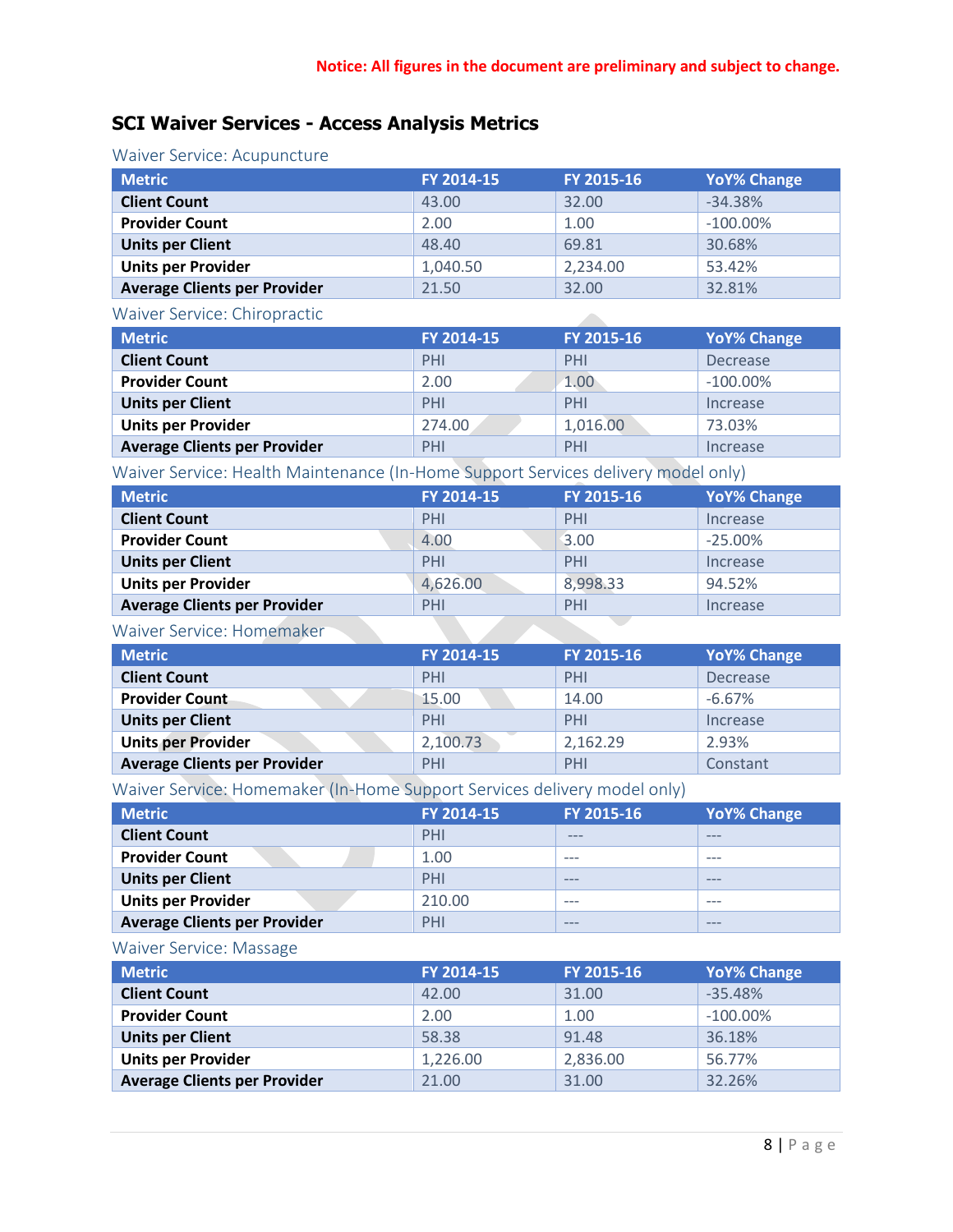**Notice: All figures in the document are preliminary and subject to change.**

## SCI Waiver Services - Access Analysis Metrics

### Waiver Service: Acupuncture

| Metric | FY 2014-15 | FY 2015-16 | YoY% Change |
|---|---|---|---|
| **Client Count** | 43.00 | 32.00 | -34.38% |
| **Provider Count** | 2.00 | 1.00 | -100.00% |
| **Units per Client** | 48.40 | 69.81 | 30.68% |
| **Units per Provider** | 1,040.50 | 2,234.00 | 53.42% |
| **Average Clients per Provider** | 21.50 | 32.00 | 32.81% |

### Waiver Service: Chiropractic

| Metric | FY 2014-15 | FY 2015-16 | YoY% Change |
|---|---|---|---|
| **Client Count** | PHI | PHI | Decrease |
| **Provider Count** | 2.00 | 1.00 | -100.00% |
| **Units per Client** | PHI | PHI | Increase |
| **Units per Provider** | 274.00 | 1,016.00 | 73.03% |
| **Average Clients per Provider** | PHI | PHI | Increase |

### Waiver Service: Health Maintenance (In-Home Support Services delivery model only)

| Metric | FY 2014-15 | FY 2015-16 | YoY% Change |
|---|---|---|---|
| **Client Count** | PHI | PHI | Increase |
| **Provider Count** | 4.00 | 3.00 | -25.00% |
| **Units per Client** | PHI | PHI | Increase |
| **Units per Provider** | 4,626.00 | 8,998.33 | 94.52% |
| **Average Clients per Provider** | PHI | PHI | Increase |

### Waiver Service: Homemaker

| Metric | FY 2014-15 | FY 2015-16 | YoY% Change |
|---|---|---|---|
| **Client Count** | PHI | PHI | Decrease |
| **Provider Count** | 15.00 | 14.00 | -6.67% |
| **Units per Client** | PHI | PHI | Increase |
| **Units per Provider** | 2,100.73 | 2,162.29 | 2.93% |
| **Average Clients per Provider** | PHI | PHI | Constant |

### Waiver Service: Homemaker (In-Home Support Services delivery model only)

| Metric | FY 2014-15 | FY 2015-16 | YoY% Change |
|---|---|---|---|
| **Client Count** | PHI | --- | --- |
| **Provider Count** | 1.00 | --- | --- |
| **Units per Client** | PHI | --- | --- |
| **Units per Provider** | 210.00 | --- | --- |
| **Average Clients per Provider** | PHI | --- | --- |

### Waiver Service: Massage

| Metric | FY 2014-15 | FY 2015-16 | YoY% Change |
|---|---|---|---|
| **Client Count** | 42.00 | 31.00 | -35.48% |
| **Provider Count** | 2.00 | 1.00 | -100.00% |
| **Units per Client** | 58.38 | 91.48 | 36.18% |
| **Units per Provider** | 1,226.00 | 2,836.00 | 56.77% |
| **Average Clients per Provider** | 21.00 | 31.00 | 32.26% |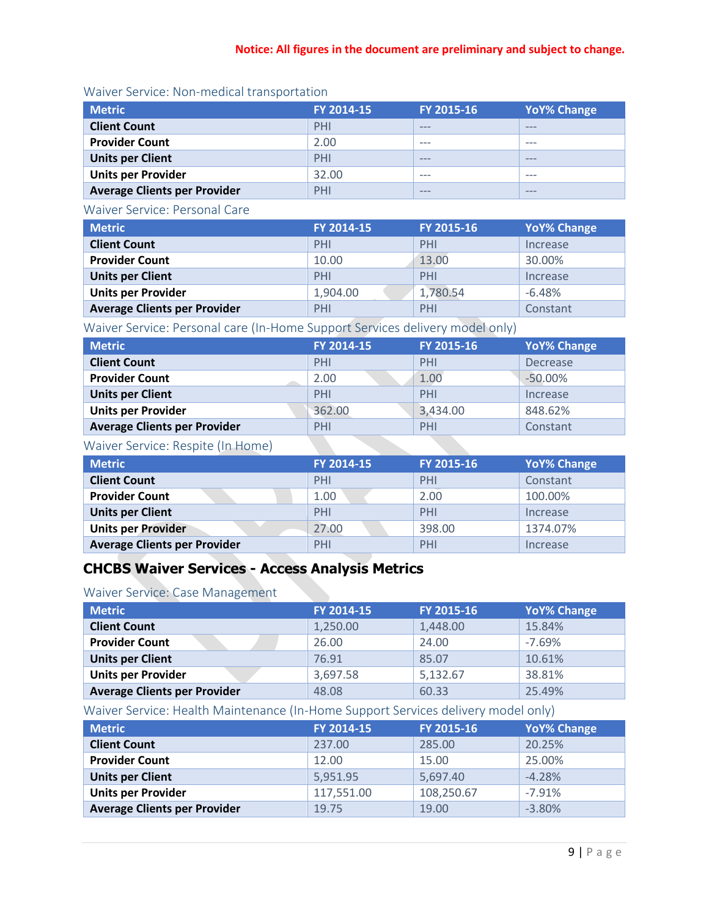**Notice: All figures in the document are preliminary and subject to change.**

### Waiver Service: Non-medical transportation

| Metric | FY 2014-15 | FY 2015-16 | YoY% Change |
|---|---|---|---|
| **Client Count** | PHI | --- | --- |
| **Provider Count** | 2.00 | --- | --- |
| **Units per Client** | PHI | --- | --- |
| **Units per Provider** | 32.00 | --- | --- |
| **Average Clients per Provider** | PHI | --- | --- |

### Waiver Service: Personal Care

| Metric | FY 2014-15 | FY 2015-16 | YoY% Change |
|---|---|---|---|
| **Client Count** | PHI | PHI | Increase |
| **Provider Count** | 10.00 | 13.00 | 30.00% |
| **Units per Client** | PHI | PHI | Increase |
| **Units per Provider** | 1,904.00 | 1,780.54 | -6.48% |
| **Average Clients per Provider** | PHI | PHI | Constant |

### Waiver Service: Personal care (In-Home Support Services delivery model only)

| Metric | FY 2014-15 | FY 2015-16 | YoY% Change |
|---|---|---|---|
| **Client Count** | PHI | PHI | Decrease |
| **Provider Count** | 2.00 | 1.00 | -50.00% |
| **Units per Client** | PHI | PHI | Increase |
| **Units per Provider** | 362.00 | 3,434.00 | 848.62% |
| **Average Clients per Provider** | PHI | PHI | Constant |

### Waiver Service: Respite (In Home)

| Metric | FY 2014-15 | FY 2015-16 | YoY% Change |
|---|---|---|---|
| **Client Count** | PHI | PHI | Constant |
| **Provider Count** | 1.00 | 2.00 | 100.00% |
| **Units per Client** | PHI | PHI | Increase |
| **Units per Provider** | 27.00 | 398.00 | 1374.07% |
| **Average Clients per Provider** | PHI | PHI | Increase |

## CHCBS Waiver Services - Access Analysis Metrics

### Waiver Service: Case Management

| Metric | FY 2014-15 | FY 2015-16 | YoY% Change |
|---|---|---|---|
| **Client Count** | 1,250.00 | 1,448.00 | 15.84% |
| **Provider Count** | 26.00 | 24.00 | -7.69% |
| **Units per Client** | 76.91 | 85.07 | 10.61% |
| **Units per Provider** | 3,697.58 | 5,132.67 | 38.81% |
| **Average Clients per Provider** | 48.08 | 60.33 | 25.49% |

### Waiver Service: Health Maintenance (In-Home Support Services delivery model only)

| Metric | FY 2014-15 | FY 2015-16 | YoY% Change |
|---|---|---|---|
| **Client Count** | 237.00 | 285.00 | 20.25% |
| **Provider Count** | 12.00 | 15.00 | 25.00% |
| **Units per Client** | 5,951.95 | 5,697.40 | -4.28% |
| **Units per Provider** | 117,551.00 | 108,250.67 | -7.91% |
| **Average Clients per Provider** | 19.75 | 19.00 | -3.80% |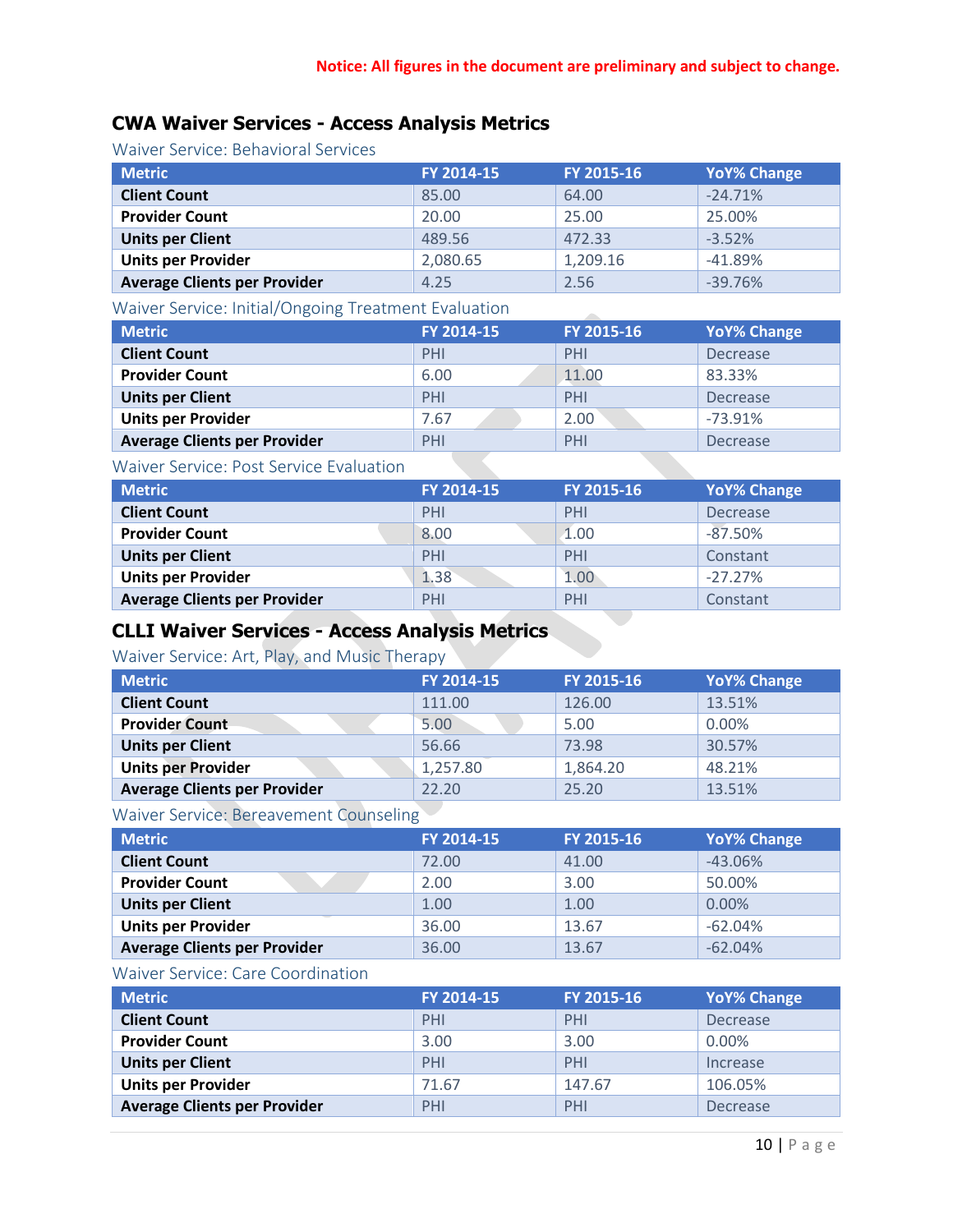**Notice: All figures in the document are preliminary and subject to change.**

## CWA Waiver Services - Access Analysis Metrics

### Waiver Service: Behavioral Services

| Metric | FY 2014-15 | FY 2015-16 | YoY% Change |
|---|---|---|---|
| **Client Count** | 85.00 | 64.00 | -24.71% |
| **Provider Count** | 20.00 | 25.00 | 25.00% |
| **Units per Client** | 489.56 | 472.33 | -3.52% |
| **Units per Provider** | 2,080.65 | 1,209.16 | -41.89% |
| **Average Clients per Provider** | 4.25 | 2.56 | -39.76% |

### Waiver Service: Initial/Ongoing Treatment Evaluation

| Metric | FY 2014-15 | FY 2015-16 | YoY% Change |
|---|---|---|---|
| **Client Count** | PHI | PHI | Decrease |
| **Provider Count** | 6.00 | 11.00 | 83.33% |
| **Units per Client** | PHI | PHI | Decrease |
| **Units per Provider** | 7.67 | 2.00 | -73.91% |
| **Average Clients per Provider** | PHI | PHI | Decrease |

### Waiver Service: Post Service Evaluation

| Metric | FY 2014-15 | FY 2015-16 | YoY% Change |
|---|---|---|---|
| **Client Count** | PHI | PHI | Decrease |
| **Provider Count** | 8.00 | 1.00 | -87.50% |
| **Units per Client** | PHI | PHI | Constant |
| **Units per Provider** | 1.38 | 1.00 | -27.27% |
| **Average Clients per Provider** | PHI | PHI | Constant |

## CLLI Waiver Services - Access Analysis Metrics

### Waiver Service: Art, Play, and Music Therapy

| Metric | FY 2014-15 | FY 2015-16 | YoY% Change |
|---|---|---|---|
| **Client Count** | 111.00 | 126.00 | 13.51% |
| **Provider Count** | 5.00 | 5.00 | 0.00% |
| **Units per Client** | 56.66 | 73.98 | 30.57% |
| **Units per Provider** | 1,257.80 | 1,864.20 | 48.21% |
| **Average Clients per Provider** | 22.20 | 25.20 | 13.51% |

### Waiver Service: Bereavement Counseling

| Metric | FY 2014-15 | FY 2015-16 | YoY% Change |
|---|---|---|---|
| **Client Count** | 72.00 | 41.00 | -43.06% |
| **Provider Count** | 2.00 | 3.00 | 50.00% |
| **Units per Client** | 1.00 | 1.00 | 0.00% |
| **Units per Provider** | 36.00 | 13.67 | -62.04% |
| **Average Clients per Provider** | 36.00 | 13.67 | -62.04% |

### Waiver Service: Care Coordination

| Metric | FY 2014-15 | FY 2015-16 | YoY% Change |
|---|---|---|---|
| **Client Count** | PHI | PHI | Decrease |
| **Provider Count** | 3.00 | 3.00 | 0.00% |
| **Units per Client** | PHI | PHI | Increase |
| **Units per Provider** | 71.67 | 147.67 | 106.05% |
| **Average Clients per Provider** | PHI | PHI | Decrease |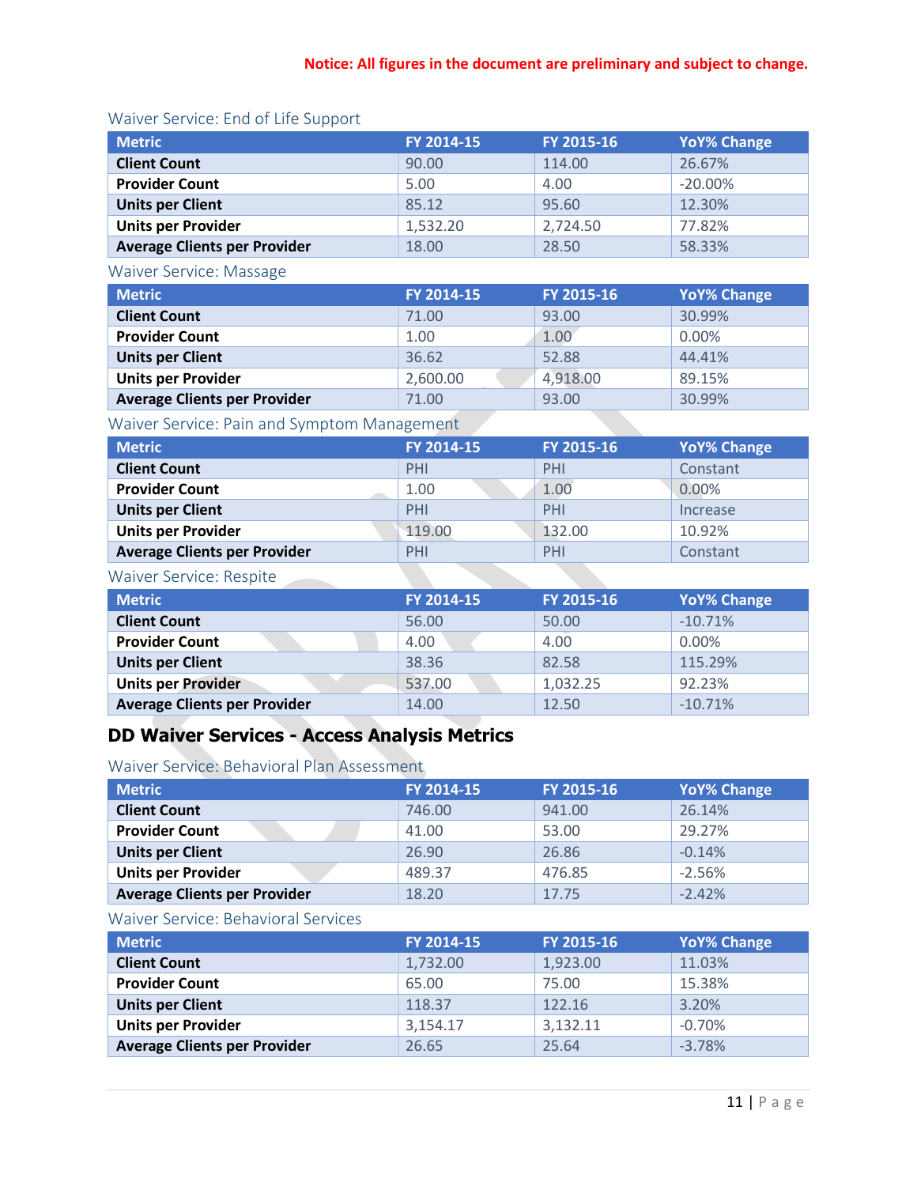**Notice: All figures in the document are preliminary and subject to change.**

Waiver Service: End of Life Support

| Metric | FY 2014-15 | FY 2015-16 | YoY% Change |
|---|---|---|---|
| **Client Count** | 90.00 | 114.00 | 26.67% |
| **Provider Count** | 5.00 | 4.00 | -20.00% |
| **Units per Client** | 85.12 | 95.60 | 12.30% |
| **Units per Provider** | 1,532.20 | 2,724.50 | 77.82% |
| **Average Clients per Provider** | 18.00 | 28.50 | 58.33% |

Waiver Service: Massage

| Metric | FY 2014-15 | FY 2015-16 | YoY% Change |
|---|---|---|---|
| **Client Count** | 71.00 | 93.00 | 30.99% |
| **Provider Count** | 1.00 | 1.00 | 0.00% |
| **Units per Client** | 36.62 | 52.88 | 44.41% |
| **Units per Provider** | 2,600.00 | 4,918.00 | 89.15% |
| **Average Clients per Provider** | 71.00 | 93.00 | 30.99% |

Waiver Service: Pain and Symptom Management

| Metric | FY 2014-15 | FY 2015-16 | YoY% Change |
|---|---|---|---|
| **Client Count** | PHI | PHI | Constant |
| **Provider Count** | 1.00 | 1.00 | 0.00% |
| **Units per Client** | PHI | PHI | Increase |
| **Units per Provider** | 119.00 | 132.00 | 10.92% |
| **Average Clients per Provider** | PHI | PHI | Constant |

Waiver Service: Respite

| Metric | FY 2014-15 | FY 2015-16 | YoY% Change |
|---|---|---|---|
| **Client Count** | 56.00 | 50.00 | -10.71% |
| **Provider Count** | 4.00 | 4.00 | 0.00% |
| **Units per Client** | 38.36 | 82.58 | 115.29% |
| **Units per Provider** | 537.00 | 1,032.25 | 92.23% |
| **Average Clients per Provider** | 14.00 | 12.50 | -10.71% |

## DD Waiver Services - Access Analysis Metrics

Waiver Service: Behavioral Plan Assessment

| Metric | FY 2014-15 | FY 2015-16 | YoY% Change |
|---|---|---|---|
| **Client Count** | 746.00 | 941.00 | 26.14% |
| **Provider Count** | 41.00 | 53.00 | 29.27% |
| **Units per Client** | 26.90 | 26.86 | -0.14% |
| **Units per Provider** | 489.37 | 476.85 | -2.56% |
| **Average Clients per Provider** | 18.20 | 17.75 | -2.42% |

Waiver Service: Behavioral Services

| Metric | FY 2014-15 | FY 2015-16 | YoY% Change |
|---|---|---|---|
| **Client Count** | 1,732.00 | 1,923.00 | 11.03% |
| **Provider Count** | 65.00 | 75.00 | 15.38% |
| **Units per Client** | 118.37 | 122.16 | 3.20% |
| **Units per Provider** | 3,154.17 | 3,132.11 | -0.70% |
| **Average Clients per Provider** | 26.65 | 25.64 | -3.78% |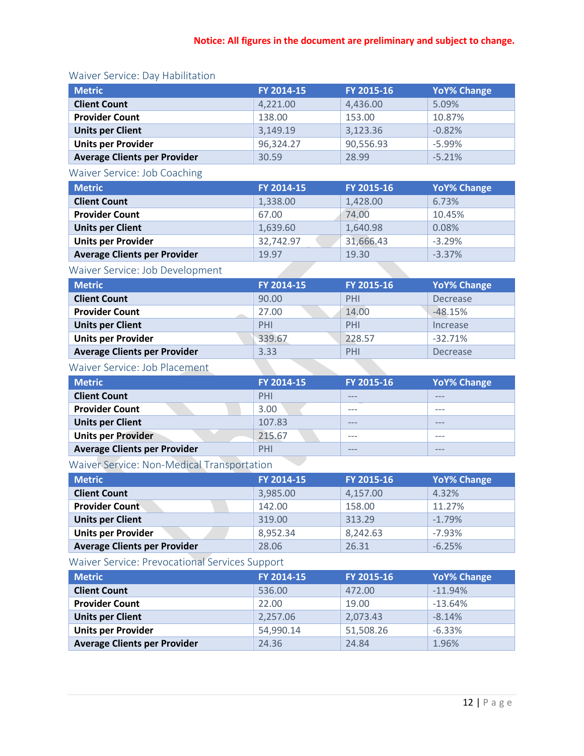**Notice: All figures in the document are preliminary and subject to change.**

## Waiver Service: Day Habilitation

| Metric | FY 2014-15 | FY 2015-16 | YoY% Change |
| --- | --- | --- | --- |
| **Client Count** | 4,221.00 | 4,436.00 | 5.09% |
| **Provider Count** | 138.00 | 153.00 | 10.87% |
| **Units per Client** | 3,149.19 | 3,123.36 | -0.82% |
| **Units per Provider** | 96,324.27 | 90,556.93 | -5.99% |
| **Average Clients per Provider** | 30.59 | 28.99 | -5.21% |

## Waiver Service: Job Coaching

| Metric | FY 2014-15 | FY 2015-16 | YoY% Change |
| --- | --- | --- | --- |
| **Client Count** | 1,338.00 | 1,428.00 | 6.73% |
| **Provider Count** | 67.00 | 74.00 | 10.45% |
| **Units per Client** | 1,639.60 | 1,640.98 | 0.08% |
| **Units per Provider** | 32,742.97 | 31,666.43 | -3.29% |
| **Average Clients per Provider** | 19.97 | 19.30 | -3.37% |

## Waiver Service: Job Development

| Metric | FY 2014-15 | FY 2015-16 | YoY% Change |
| --- | --- | --- | --- |
| **Client Count** | 90.00 | PHI | Decrease |
| **Provider Count** | 27.00 | 14.00 | -48.15% |
| **Units per Client** | PHI | PHI | Increase |
| **Units per Provider** | 339.67 | 228.57 | -32.71% |
| **Average Clients per Provider** | 3.33 | PHI | Decrease |

## Waiver Service: Job Placement

| Metric | FY 2014-15 | FY 2015-16 | YoY% Change |
| --- | --- | --- | --- |
| **Client Count** | PHI | --- | --- |
| **Provider Count** | 3.00 | --- | --- |
| **Units per Client** | 107.83 | --- | --- |
| **Units per Provider** | 215.67 | --- | --- |
| **Average Clients per Provider** | PHI | --- | --- |

## Waiver Service: Non-Medical Transportation

| Metric | FY 2014-15 | FY 2015-16 | YoY% Change |
| --- | --- | --- | --- |
| **Client Count** | 3,985.00 | 4,157.00 | 4.32% |
| **Provider Count** | 142.00 | 158.00 | 11.27% |
| **Units per Client** | 319.00 | 313.29 | -1.79% |
| **Units per Provider** | 8,952.34 | 8,242.63 | -7.93% |
| **Average Clients per Provider** | 28.06 | 26.31 | -6.25% |

## Waiver Service: Prevocational Services Support

| Metric | FY 2014-15 | FY 2015-16 | YoY% Change |
| --- | --- | --- | --- |
| **Client Count** | 536.00 | 472.00 | -11.94% |
| **Provider Count** | 22.00 | 19.00 | -13.64% |
| **Units per Client** | 2,257.06 | 2,073.43 | -8.14% |
| **Units per Provider** | 54,990.14 | 51,508.26 | -6.33% |
| **Average Clients per Provider** | 24.36 | 24.84 | 1.96% |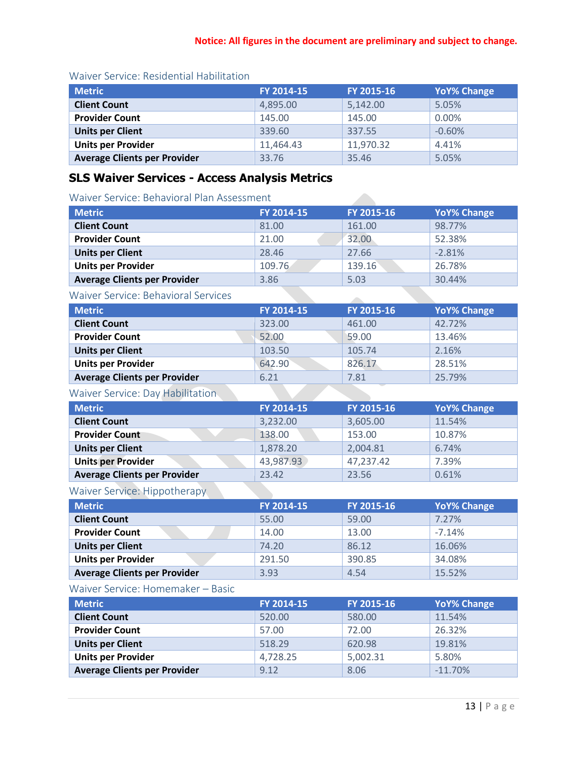**Notice: All figures in the document are preliminary and subject to change.**

Waiver Service: Residential Habilitation

| Metric | FY 2014-15 | FY 2015-16 | YoY% Change |
|---|---|---|---|
| **Client Count** | 4,895.00 | 5,142.00 | 5.05% |
| **Provider Count** | 145.00 | 145.00 | 0.00% |
| **Units per Client** | 339.60 | 337.55 | -0.60% |
| **Units per Provider** | 11,464.43 | 11,970.32 | 4.41% |
| **Average Clients per Provider** | 33.76 | 35.46 | 5.05% |

## SLS Waiver Services - Access Analysis Metrics

Waiver Service: Behavioral Plan Assessment

| Metric | FY 2014-15 | FY 2015-16 | YoY% Change |
|---|---|---|---|
| **Client Count** | 81.00 | 161.00 | 98.77% |
| **Provider Count** | 21.00 | 32.00 | 52.38% |
| **Units per Client** | 28.46 | 27.66 | -2.81% |
| **Units per Provider** | 109.76 | 139.16 | 26.78% |
| **Average Clients per Provider** | 3.86 | 5.03 | 30.44% |

Waiver Service: Behavioral Services

| Metric | FY 2014-15 | FY 2015-16 | YoY% Change |
|---|---|---|---|
| **Client Count** | 323.00 | 461.00 | 42.72% |
| **Provider Count** | 52.00 | 59.00 | 13.46% |
| **Units per Client** | 103.50 | 105.74 | 2.16% |
| **Units per Provider** | 642.90 | 826.17 | 28.51% |
| **Average Clients per Provider** | 6.21 | 7.81 | 25.79% |

Waiver Service: Day Habilitation

| Metric | FY 2014-15 | FY 2015-16 | YoY% Change |
|---|---|---|---|
| **Client Count** | 3,232.00 | 3,605.00 | 11.54% |
| **Provider Count** | 138.00 | 153.00 | 10.87% |
| **Units per Client** | 1,878.20 | 2,004.81 | 6.74% |
| **Units per Provider** | 43,987.93 | 47,237.42 | 7.39% |
| **Average Clients per Provider** | 23.42 | 23.56 | 0.61% |

Waiver Service: Hippotherapy

| Metric | FY 2014-15 | FY 2015-16 | YoY% Change |
|---|---|---|---|
| **Client Count** | 55.00 | 59.00 | 7.27% |
| **Provider Count** | 14.00 | 13.00 | -7.14% |
| **Units per Client** | 74.20 | 86.12 | 16.06% |
| **Units per Provider** | 291.50 | 390.85 | 34.08% |
| **Average Clients per Provider** | 3.93 | 4.54 | 15.52% |

Waiver Service: Homemaker – Basic

| Metric | FY 2014-15 | FY 2015-16 | YoY% Change |
|---|---|---|---|
| **Client Count** | 520.00 | 580.00 | 11.54% |
| **Provider Count** | 57.00 | 72.00 | 26.32% |
| **Units per Client** | 518.29 | 620.98 | 19.81% |
| **Units per Provider** | 4,728.25 | 5,002.31 | 5.80% |
| **Average Clients per Provider** | 9.12 | 8.06 | -11.70% |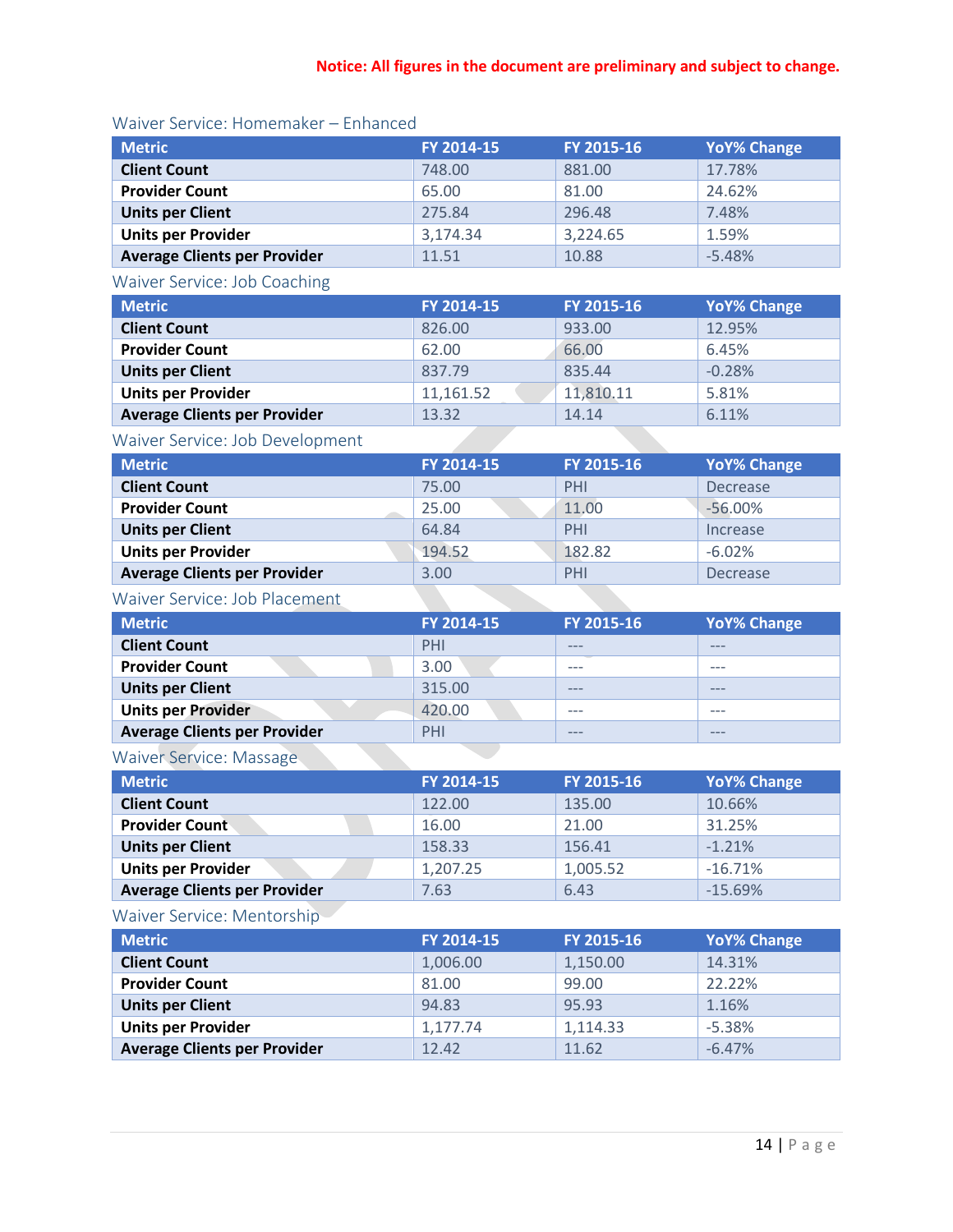**Notice: All figures in the document are preliminary and subject to change.**

### Waiver Service: Homemaker – Enhanced

| Metric | FY 2014-15 | FY 2015-16 | YoY% Change |
|---|---|---|---|
| **Client Count** | 748.00 | 881.00 | 17.78% |
| **Provider Count** | 65.00 | 81.00 | 24.62% |
| **Units per Client** | 275.84 | 296.48 | 7.48% |
| **Units per Provider** | 3,174.34 | 3,224.65 | 1.59% |
| **Average Clients per Provider** | 11.51 | 10.88 | -5.48% |

### Waiver Service: Job Coaching

| Metric | FY 2014-15 | FY 2015-16 | YoY% Change |
|---|---|---|---|
| **Client Count** | 826.00 | 933.00 | 12.95% |
| **Provider Count** | 62.00 | 66.00 | 6.45% |
| **Units per Client** | 837.79 | 835.44 | -0.28% |
| **Units per Provider** | 11,161.52 | 11,810.11 | 5.81% |
| **Average Clients per Provider** | 13.32 | 14.14 | 6.11% |

### Waiver Service: Job Development

| Metric | FY 2014-15 | FY 2015-16 | YoY% Change |
|---|---|---|---|
| **Client Count** | 75.00 | PHI | Decrease |
| **Provider Count** | 25.00 | 11.00 | -56.00% |
| **Units per Client** | 64.84 | PHI | Increase |
| **Units per Provider** | 194.52 | 182.82 | -6.02% |
| **Average Clients per Provider** | 3.00 | PHI | Decrease |

### Waiver Service: Job Placement

| Metric | FY 2014-15 | FY 2015-16 | YoY% Change |
|---|---|---|---|
| **Client Count** | PHI | --- | --- |
| **Provider Count** | 3.00 | --- | --- |
| **Units per Client** | 315.00 | --- | --- |
| **Units per Provider** | 420.00 | --- | --- |
| **Average Clients per Provider** | PHI | --- | --- |

### Waiver Service: Massage

| Metric | FY 2014-15 | FY 2015-16 | YoY% Change |
|---|---|---|---|
| **Client Count** | 122.00 | 135.00 | 10.66% |
| **Provider Count** | 16.00 | 21.00 | 31.25% |
| **Units per Client** | 158.33 | 156.41 | -1.21% |
| **Units per Provider** | 1,207.25 | 1,005.52 | -16.71% |
| **Average Clients per Provider** | 7.63 | 6.43 | -15.69% |

### Waiver Service: Mentorship

| Metric | FY 2014-15 | FY 2015-16 | YoY% Change |
|---|---|---|---|
| **Client Count** | 1,006.00 | 1,150.00 | 14.31% |
| **Provider Count** | 81.00 | 99.00 | 22.22% |
| **Units per Client** | 94.83 | 95.93 | 1.16% |
| **Units per Provider** | 1,177.74 | 1,114.33 | -5.38% |
| **Average Clients per Provider** | 12.42 | 11.62 | -6.47% |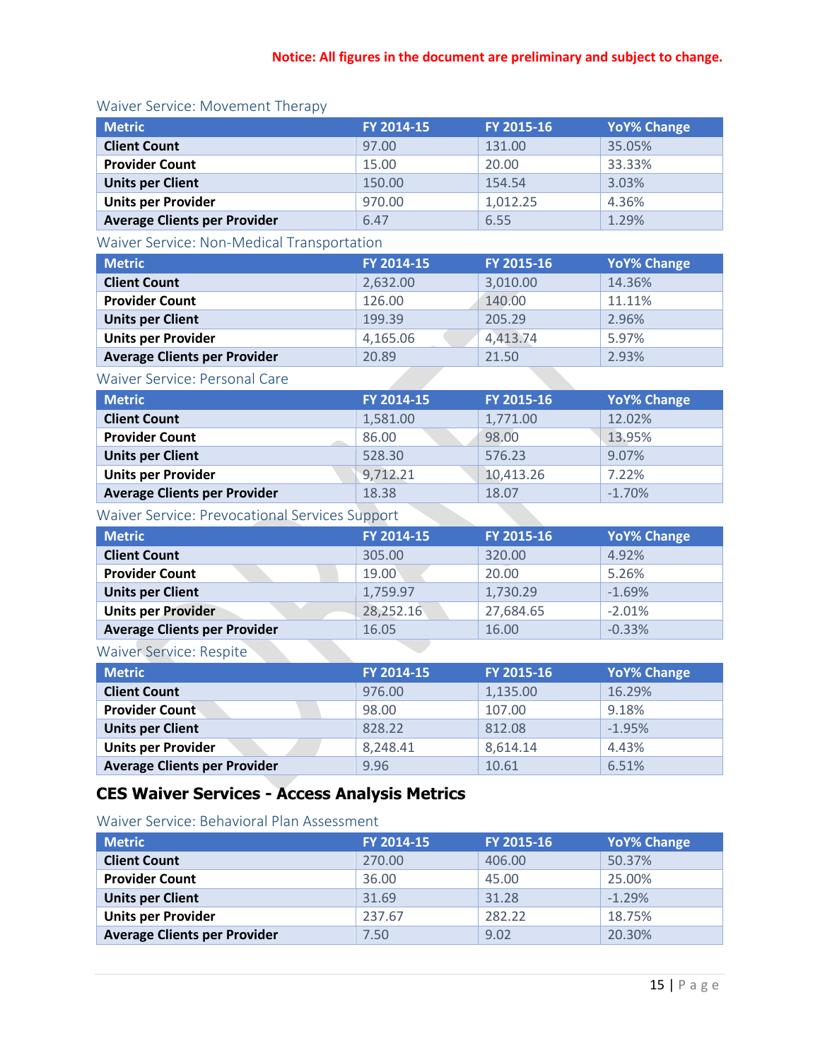**Notice: All figures in the document are preliminary and subject to change.**

### Waiver Service: Movement Therapy

| Metric | FY 2014-15 | FY 2015-16 | YoY% Change |
|---|---|---|---|
| **Client Count** | 97.00 | 131.00 | 35.05% |
| **Provider Count** | 15.00 | 20.00 | 33.33% |
| **Units per Client** | 150.00 | 154.54 | 3.03% |
| **Units per Provider** | 970.00 | 1,012.25 | 4.36% |
| **Average Clients per Provider** | 6.47 | 6.55 | 1.29% |

### Waiver Service: Non-Medical Transportation

| Metric | FY 2014-15 | FY 2015-16 | YoY% Change |
|---|---|---|---|
| **Client Count** | 2,632.00 | 3,010.00 | 14.36% |
| **Provider Count** | 126.00 | 140.00 | 11.11% |
| **Units per Client** | 199.39 | 205.29 | 2.96% |
| **Units per Provider** | 4,165.06 | 4,413.74 | 5.97% |
| **Average Clients per Provider** | 20.89 | 21.50 | 2.93% |

### Waiver Service: Personal Care

| Metric | FY 2014-15 | FY 2015-16 | YoY% Change |
|---|---|---|---|
| **Client Count** | 1,581.00 | 1,771.00 | 12.02% |
| **Provider Count** | 86.00 | 98.00 | 13.95% |
| **Units per Client** | 528.30 | 576.23 | 9.07% |
| **Units per Provider** | 9,712.21 | 10,413.26 | 7.22% |
| **Average Clients per Provider** | 18.38 | 18.07 | -1.70% |

### Waiver Service: Prevocational Services Support

| Metric | FY 2014-15 | FY 2015-16 | YoY% Change |
|---|---|---|---|
| **Client Count** | 305.00 | 320.00 | 4.92% |
| **Provider Count** | 19.00 | 20.00 | 5.26% |
| **Units per Client** | 1,759.97 | 1,730.29 | -1.69% |
| **Units per Provider** | 28,252.16 | 27,684.65 | -2.01% |
| **Average Clients per Provider** | 16.05 | 16.00 | -0.33% |

### Waiver Service: Respite

| Metric | FY 2014-15 | FY 2015-16 | YoY% Change |
|---|---|---|---|
| **Client Count** | 976.00 | 1,135.00 | 16.29% |
| **Provider Count** | 98.00 | 107.00 | 9.18% |
| **Units per Client** | 828.22 | 812.08 | -1.95% |
| **Units per Provider** | 8,248.41 | 8,614.14 | 4.43% |
| **Average Clients per Provider** | 9.96 | 10.61 | 6.51% |

## CES Waiver Services - Access Analysis Metrics

### Waiver Service: Behavioral Plan Assessment

| Metric | FY 2014-15 | FY 2015-16 | YoY% Change |
|---|---|---|---|
| **Client Count** | 270.00 | 406.00 | 50.37% |
| **Provider Count** | 36.00 | 45.00 | 25.00% |
| **Units per Client** | 31.69 | 31.28 | -1.29% |
| **Units per Provider** | 237.67 | 282.22 | 18.75% |
| **Average Clients per Provider** | 7.50 | 9.02 | 20.30% |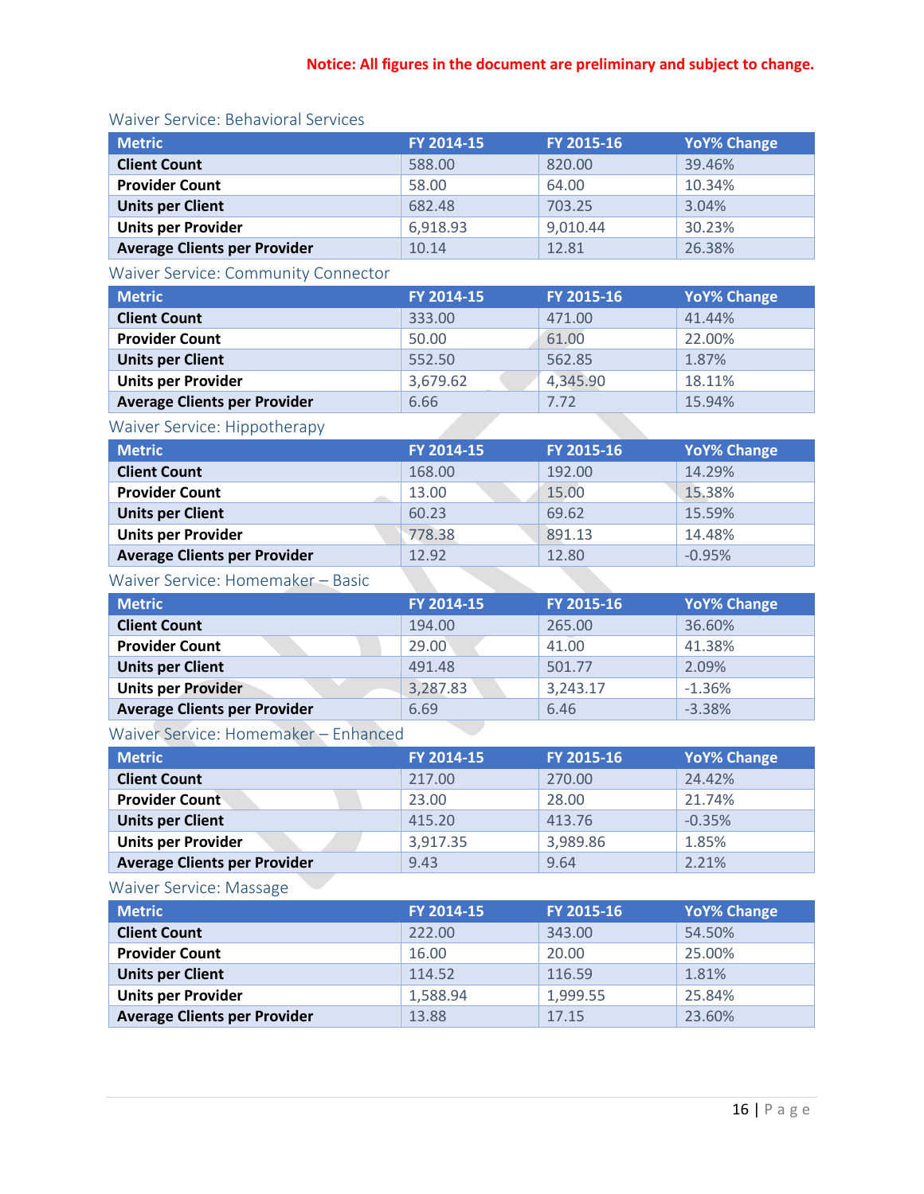**Notice: All figures in the document are preliminary and subject to change.**

### Waiver Service: Behavioral Services

| Metric | FY 2014-15 | FY 2015-16 | YoY% Change |
|---|---|---|---|
| **Client Count** | 588.00 | 820.00 | 39.46% |
| **Provider Count** | 58.00 | 64.00 | 10.34% |
| **Units per Client** | 682.48 | 703.25 | 3.04% |
| **Units per Provider** | 6,918.93 | 9,010.44 | 30.23% |
| **Average Clients per Provider** | 10.14 | 12.81 | 26.38% |

### Waiver Service: Community Connector

| Metric | FY 2014-15 | FY 2015-16 | YoY% Change |
|---|---|---|---|
| **Client Count** | 333.00 | 471.00 | 41.44% |
| **Provider Count** | 50.00 | 61.00 | 22.00% |
| **Units per Client** | 552.50 | 562.85 | 1.87% |
| **Units per Provider** | 3,679.62 | 4,345.90 | 18.11% |
| **Average Clients per Provider** | 6.66 | 7.72 | 15.94% |

### Waiver Service: Hippotherapy

| Metric | FY 2014-15 | FY 2015-16 | YoY% Change |
|---|---|---|---|
| **Client Count** | 168.00 | 192.00 | 14.29% |
| **Provider Count** | 13.00 | 15.00 | 15.38% |
| **Units per Client** | 60.23 | 69.62 | 15.59% |
| **Units per Provider** | 778.38 | 891.13 | 14.48% |
| **Average Clients per Provider** | 12.92 | 12.80 | -0.95% |

### Waiver Service: Homemaker – Basic

| Metric | FY 2014-15 | FY 2015-16 | YoY% Change |
|---|---|---|---|
| **Client Count** | 194.00 | 265.00 | 36.60% |
| **Provider Count** | 29.00 | 41.00 | 41.38% |
| **Units per Client** | 491.48 | 501.77 | 2.09% |
| **Units per Provider** | 3,287.83 | 3,243.17 | -1.36% |
| **Average Clients per Provider** | 6.69 | 6.46 | -3.38% |

### Waiver Service: Homemaker – Enhanced

| Metric | FY 2014-15 | FY 2015-16 | YoY% Change |
|---|---|---|---|
| **Client Count** | 217.00 | 270.00 | 24.42% |
| **Provider Count** | 23.00 | 28.00 | 21.74% |
| **Units per Client** | 415.20 | 413.76 | -0.35% |
| **Units per Provider** | 3,917.35 | 3,989.86 | 1.85% |
| **Average Clients per Provider** | 9.43 | 9.64 | 2.21% |

### Waiver Service: Massage

| Metric | FY 2014-15 | FY 2015-16 | YoY% Change |
|---|---|---|---|
| **Client Count** | 222.00 | 343.00 | 54.50% |
| **Provider Count** | 16.00 | 20.00 | 25.00% |
| **Units per Client** | 114.52 | 116.59 | 1.81% |
| **Units per Provider** | 1,588.94 | 1,999.55 | 25.84% |
| **Average Clients per Provider** | 13.88 | 17.15 | 23.60% |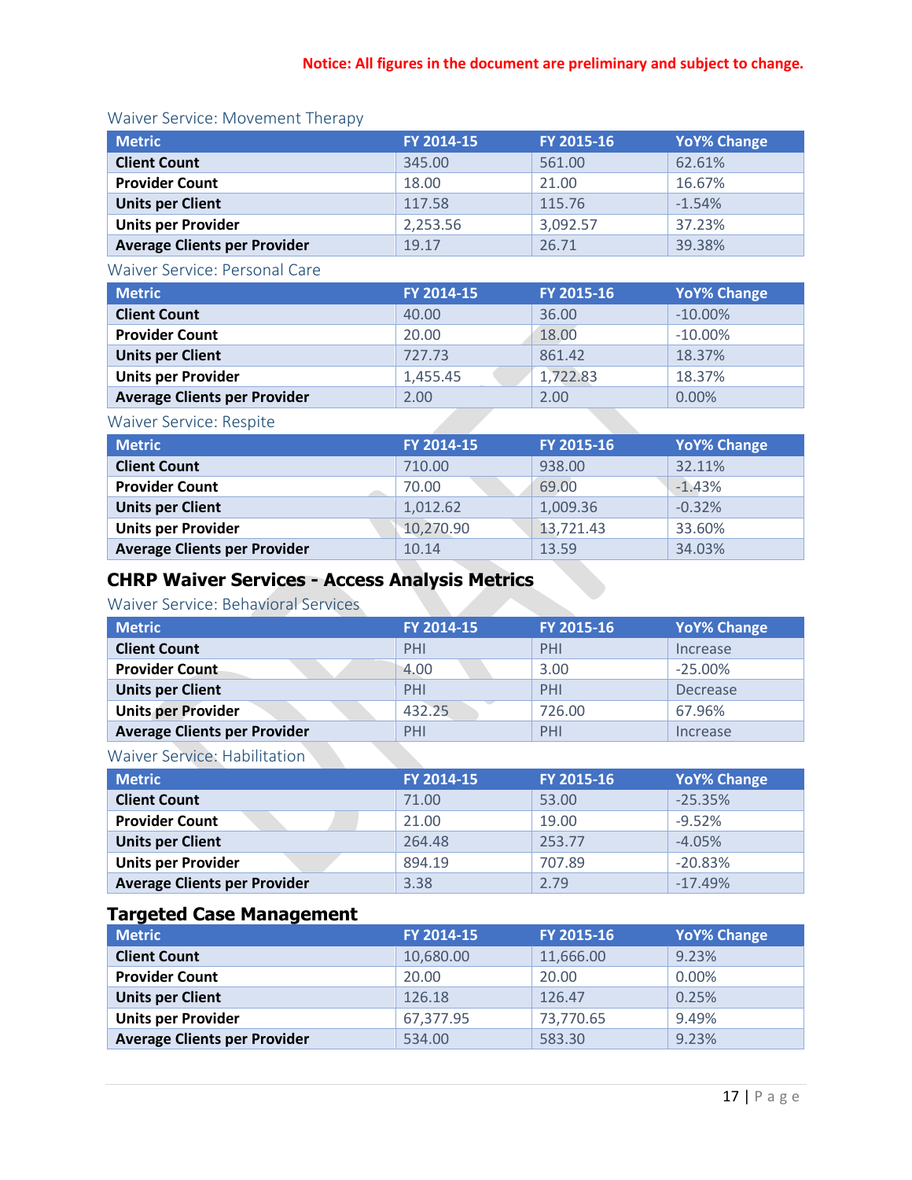**Notice: All figures in the document are preliminary and subject to change.**

### Waiver Service: Movement Therapy

| Metric | FY 2014-15 | FY 2015-16 | YoY% Change |
|---|---|---|---|
| **Client Count** | 345.00 | 561.00 | 62.61% |
| **Provider Count** | 18.00 | 21.00 | 16.67% |
| **Units per Client** | 117.58 | 115.76 | -1.54% |
| **Units per Provider** | 2,253.56 | 3,092.57 | 37.23% |
| **Average Clients per Provider** | 19.17 | 26.71 | 39.38% |

### Waiver Service: Personal Care

| Metric | FY 2014-15 | FY 2015-16 | YoY% Change |
|---|---|---|---|
| **Client Count** | 40.00 | 36.00 | -10.00% |
| **Provider Count** | 20.00 | 18.00 | -10.00% |
| **Units per Client** | 727.73 | 861.42 | 18.37% |
| **Units per Provider** | 1,455.45 | 1,722.83 | 18.37% |
| **Average Clients per Provider** | 2.00 | 2.00 | 0.00% |

### Waiver Service: Respite

| Metric | FY 2014-15 | FY 2015-16 | YoY% Change |
|---|---|---|---|
| **Client Count** | 710.00 | 938.00 | 32.11% |
| **Provider Count** | 70.00 | 69.00 | -1.43% |
| **Units per Client** | 1,012.62 | 1,009.36 | -0.32% |
| **Units per Provider** | 10,270.90 | 13,721.43 | 33.60% |
| **Average Clients per Provider** | 10.14 | 13.59 | 34.03% |

## CHRP Waiver Services - Access Analysis Metrics

### Waiver Service: Behavioral Services

| Metric | FY 2014-15 | FY 2015-16 | YoY% Change |
|---|---|---|---|
| **Client Count** | PHI | PHI | Increase |
| **Provider Count** | 4.00 | 3.00 | -25.00% |
| **Units per Client** | PHI | PHI | Decrease |
| **Units per Provider** | 432.25 | 726.00 | 67.96% |
| **Average Clients per Provider** | PHI | PHI | Increase |

### Waiver Service: Habilitation

| Metric | FY 2014-15 | FY 2015-16 | YoY% Change |
|---|---|---|---|
| **Client Count** | 71.00 | 53.00 | -25.35% |
| **Provider Count** | 21.00 | 19.00 | -9.52% |
| **Units per Client** | 264.48 | 253.77 | -4.05% |
| **Units per Provider** | 894.19 | 707.89 | -20.83% |
| **Average Clients per Provider** | 3.38 | 2.79 | -17.49% |

## Targeted Case Management

| Metric | FY 2014-15 | FY 2015-16 | YoY% Change |
|---|---|---|---|
| **Client Count** | 10,680.00 | 11,666.00 | 9.23% |
| **Provider Count** | 20.00 | 20.00 | 0.00% |
| **Units per Client** | 126.18 | 126.47 | 0.25% |
| **Units per Provider** | 67,377.95 | 73,770.65 | 9.49% |
| **Average Clients per Provider** | 534.00 | 583.30 | 9.23% |